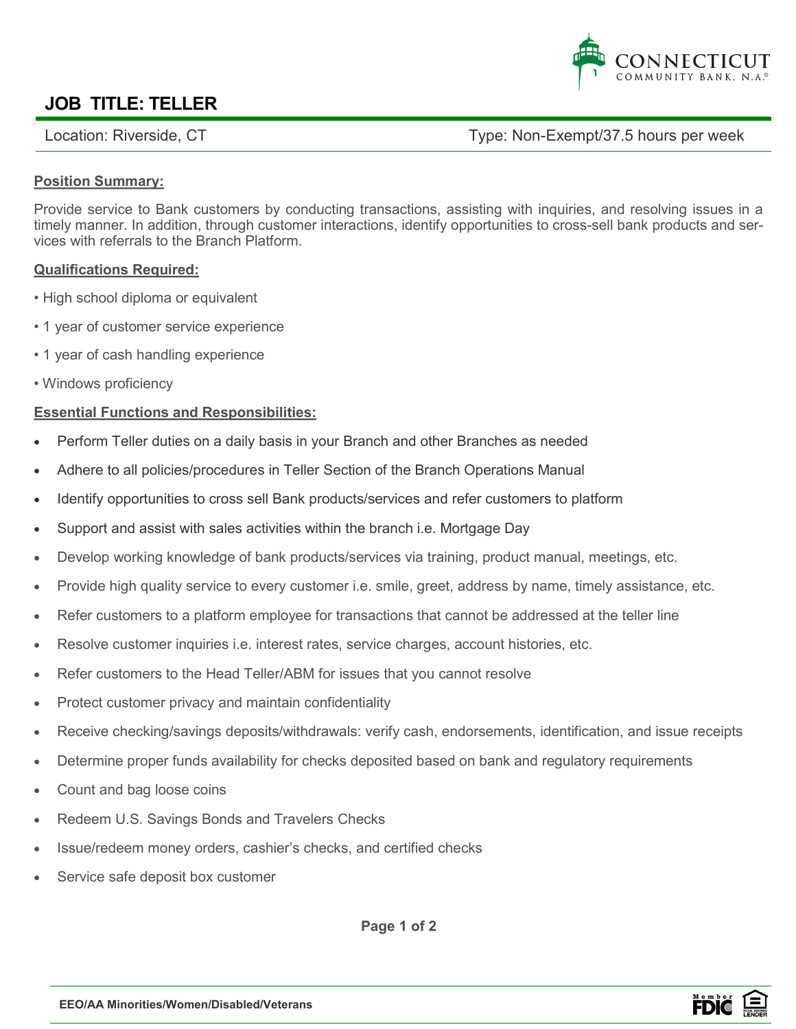CONNECTICUT COMMUNITY BANK, N.A.®

# JOB TITLE: TELLER

Location: Riverside, CT | Type: Non-Exempt/37.5 hours per week

## Position Summary:

Provide service to Bank customers by conducting transactions, assisting with inquiries, and resolving issues in a timely manner. In addition, through customer interactions, identify opportunities to cross-sell bank products and services with referrals to the Branch Platform.

## Qualifications Required:

- High school diploma or equivalent
- 1 year of customer service experience
- 1 year of cash handling experience
- Windows proficiency

## Essential Functions and Responsibilities:

- Perform Teller duties on a daily basis in your Branch and other Branches as needed
- Adhere to all policies/procedures in Teller Section of the Branch Operations Manual
- Identify opportunities to cross sell Bank products/services and refer customers to platform
- Support and assist with sales activities within the branch i.e. Mortgage Day
- Develop working knowledge of bank products/services via training, product manual, meetings, etc.
- Provide high quality service to every customer i.e. smile, greet, address by name, timely assistance, etc.
- Refer customers to a platform employee for transactions that cannot be addressed at the teller line
- Resolve customer inquiries i.e. interest rates, service charges, account histories, etc.
- Refer customers to the Head Teller/ABM for issues that you cannot resolve
- Protect customer privacy and maintain confidentiality
- Receive checking/savings deposits/withdrawals: verify cash, endorsements, identification, and issue receipts
- Determine proper funds availability for checks deposited based on bank and regulatory requirements
- Count and bag loose coins
- Redeem U.S. Savings Bonds and Travelers Checks
- Issue/redeem money orders, cashier's checks, and certified checks
- Service safe deposit box customer

EEO/AA Minorities/Women/Disabled/Veterans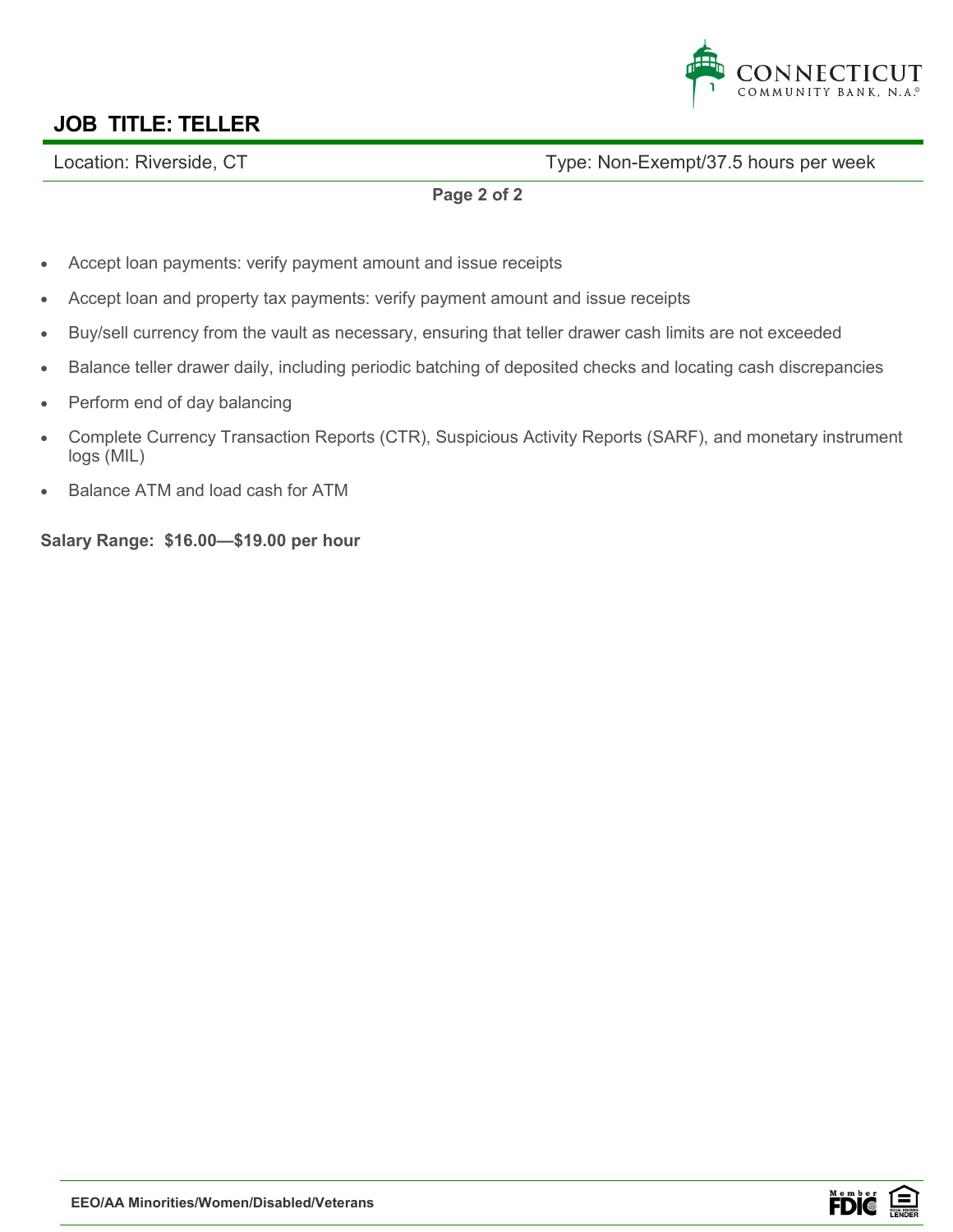- Accept loan payments: verify payment amount and issue receipts
- Accept loan and property tax payments: verify payment amount and issue receipts
- Buy/sell currency from the vault as necessary, ensuring that teller drawer cash limits are not exceeded
- Balance teller drawer daily, including periodic batching of deposited checks and locating cash discrepancies
- Perform end of day balancing
- Complete Currency Transaction Reports (CTR), Suspicious Activity Reports (SARF), and monetary instrument logs (MIL)
- Balance ATM and load cash for ATM

**Salary Range: $16.00—$19.00 per hour**